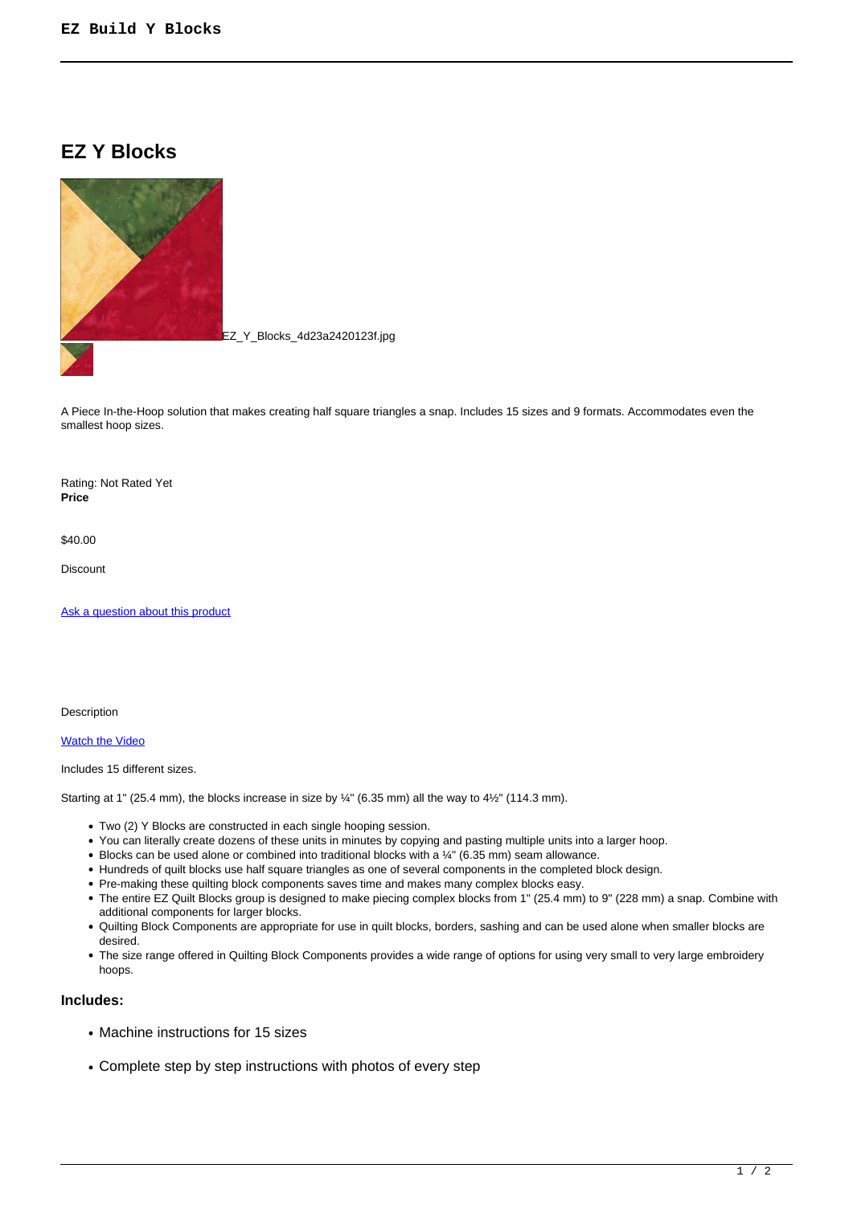# EZ Y Blocks

EZ_Y_Blocks_4d23a2420123f.jpg

A Piece In-the-Hoop solution that makes creating half square triangles a snap. Includes 15 sizes and 9 formats. Accommodates even the smallest hoop sizes.

Rating: Not Rated Yet
**Price**

$40.00

Discount

Ask a question about this product

Description

Watch the Video

Includes 15 different sizes.

Starting at 1" (25.4 mm), the blocks increase in size by ¼" (6.35 mm) all the way to 4½" (114.3 mm).

- Two (2) Y Blocks are constructed in each single hooping session.
- You can literally create dozens of these units in minutes by copying and pasting multiple units into a larger hoop.
- Blocks can be used alone or combined into traditional blocks with a ¼" (6.35 mm) seam allowance.
- Hundreds of quilt blocks use half square triangles as one of several components in the completed block design.
- Pre-making these quilting block components saves time and makes many complex blocks easy.
- The entire EZ Quilt Blocks group is designed to make piecing complex blocks from 1" (25.4 mm) to 9" (228 mm) a snap. Combine with additional components for larger blocks.
- Quilting Block Components are appropriate for use in quilt blocks, borders, sashing and can be used alone when smaller blocks are desired.
- The size range offered in Quilting Block Components provides a wide range of options for using very small to very large embroidery hoops.

### Includes:

- Machine instructions for 15 sizes
- Complete step by step instructions with photos of every step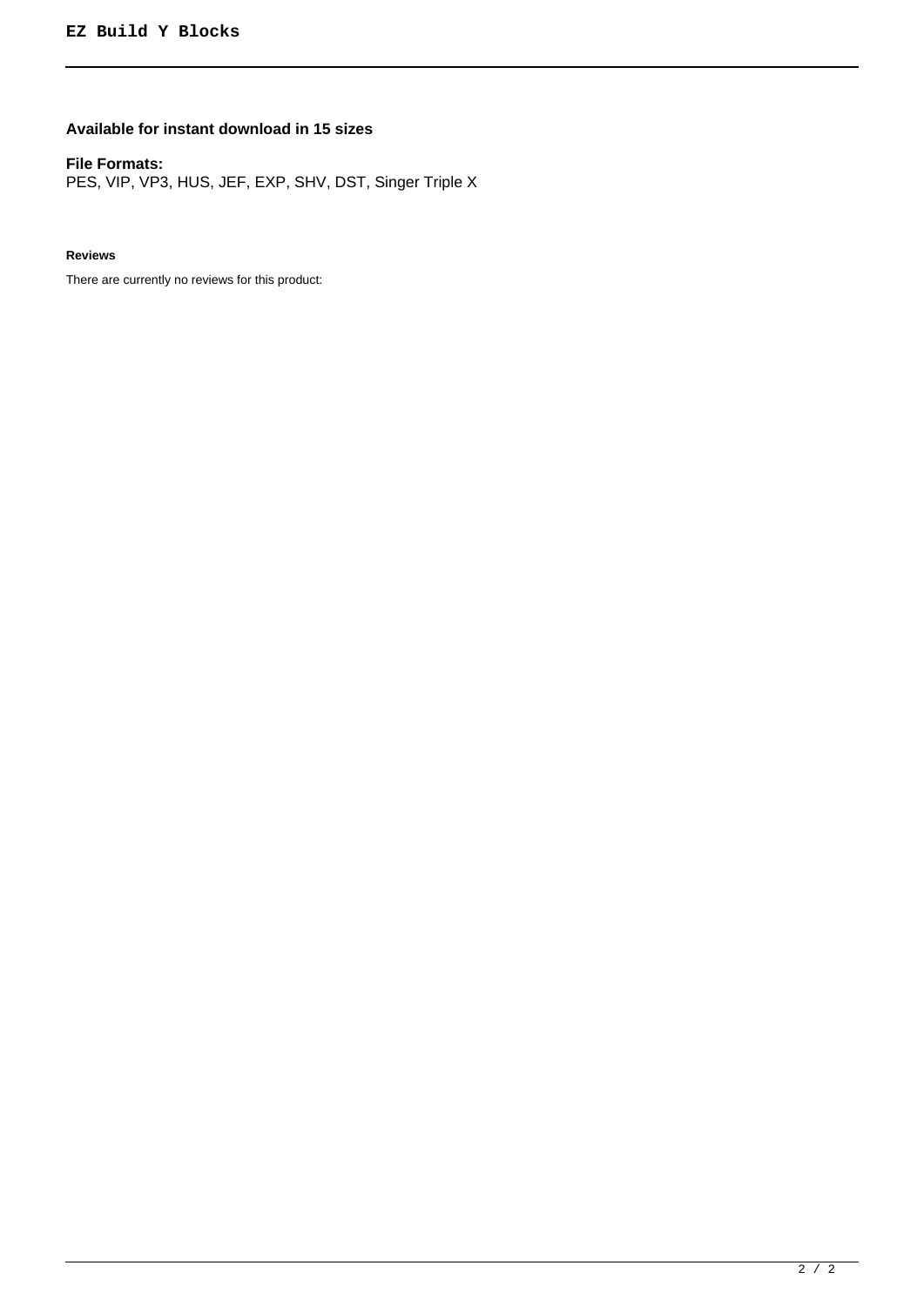**Available for instant download in 15 sizes**

**File Formats:**
PES, VIP, VP3, HUS, JEF, EXP, SHV, DST, Singer Triple X

**Reviews**

There are currently no reviews for this product: